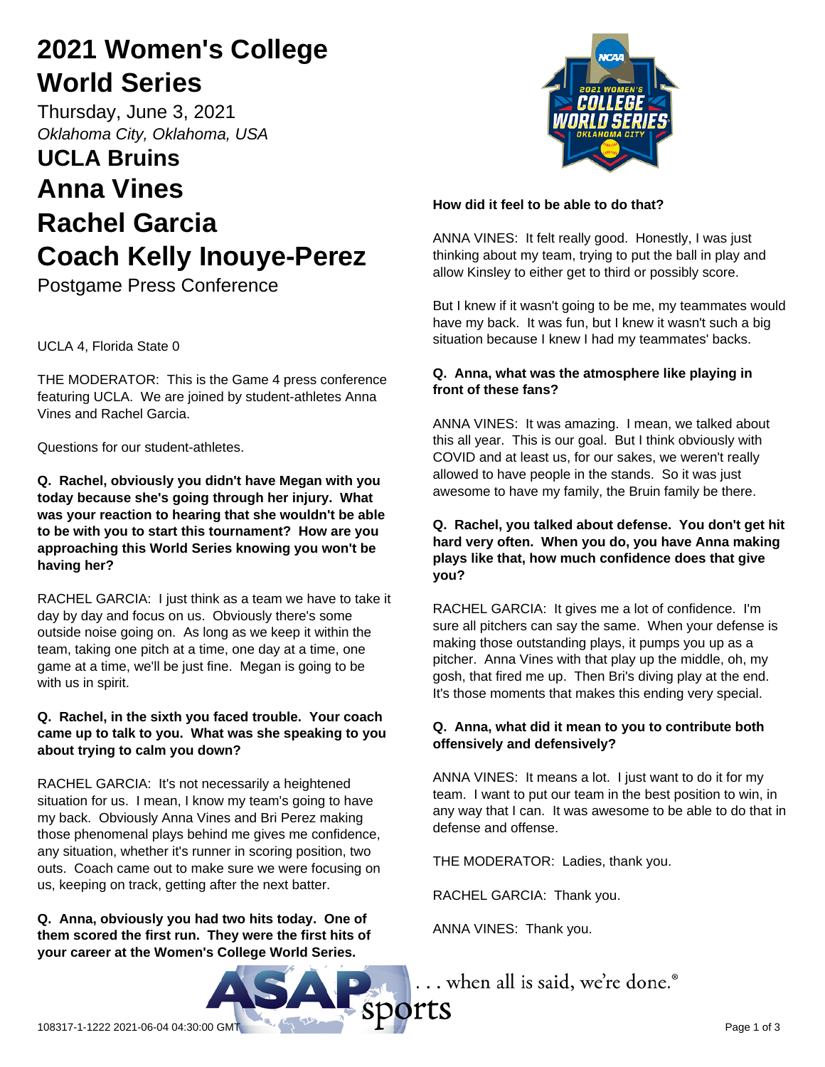# 2021 Women's College World Series

Thursday, June 3, 2021

*Oklahoma City, Oklahoma, USA*

## UCLA Bruins

## Anna Vines

## Rachel Garcia

## Coach Kelly Inouye-Perez

Postgame Press Conference

UCLA 4, Florida State 0

THE MODERATOR: This is the Game 4 press conference featuring UCLA. We are joined by student-athletes Anna Vines and Rachel Garcia.

Questions for our student-athletes.

**Q. Rachel, obviously you didn't have Megan with you today because she's going through her injury. What was your reaction to hearing that she wouldn't be able to be with you to start this tournament? How are you approaching this World Series knowing you won't be having her?**

RACHEL GARCIA: I just think as a team we have to take it day by day and focus on us. Obviously there's some outside noise going on. As long as we keep it within the team, taking one pitch at a time, one day at a time, one game at a time, we'll be just fine. Megan is going to be with us in spirit.

**Q. Rachel, in the sixth you faced trouble. Your coach came up to talk to you. What was she speaking to you about trying to calm you down?**

RACHEL GARCIA: It's not necessarily a heightened situation for us. I mean, I know my team's going to have my back. Obviously Anna Vines and Bri Perez making those phenomenal plays behind me gives me confidence, any situation, whether it's runner in scoring position, two outs. Coach came out to make sure we were focusing on us, keeping on track, getting after the next batter.

**Q. Anna, obviously you had two hits today. One of them scored the first run. They were the first hits of your career at the Women's College World Series. How did it feel to be able to do that?**

ANNA VINES: It felt really good. Honestly, I was just thinking about my team, trying to put the ball in play and allow Kinsley to either get to third or possibly score.

But I knew if it wasn't going to be me, my teammates would have my back. It was fun, but I knew it wasn't such a big situation because I knew I had my teammates' backs.

**Q. Anna, what was the atmosphere like playing in front of these fans?**

ANNA VINES: It was amazing. I mean, we talked about this all year. This is our goal. But I think obviously with COVID and at least us, for our sakes, we weren't really allowed to have people in the stands. So it was just awesome to have my family, the Bruin family be there.

**Q. Rachel, you talked about defense. You don't get hit hard very often. When you do, you have Anna making plays like that, how much confidence does that give you?**

RACHEL GARCIA: It gives me a lot of confidence. I'm sure all pitchers can say the same. When your defense is making those outstanding plays, it pumps you up as a pitcher. Anna Vines with that play up the middle, oh, my gosh, that fired me up. Then Bri's diving play at the end. It's those moments that makes this ending very special.

**Q. Anna, what did it mean to you to contribute both offensively and defensively?**

ANNA VINES: It means a lot. I just want to do it for my team. I want to put our team in the best position to win, in any way that I can. It was awesome to be able to do that in defense and offense.

THE MODERATOR: Ladies, thank you.

RACHEL GARCIA: Thank you.

ANNA VINES: Thank you.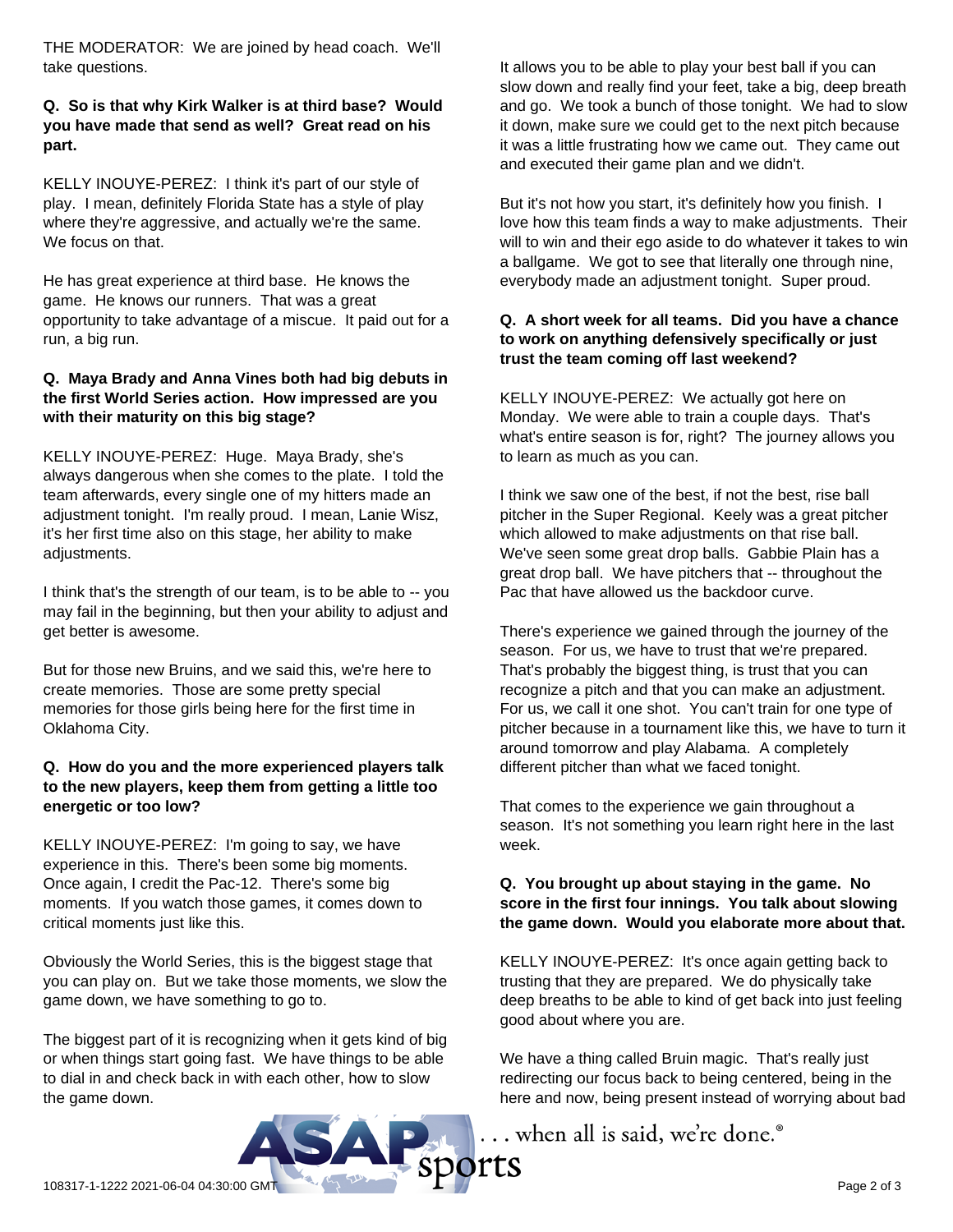THE MODERATOR: We are joined by head coach. We'll take questions.

**Q. So is that why Kirk Walker is at third base? Would you have made that send as well? Great read on his part.**

KELLY INOUYE-PEREZ: I think it's part of our style of play. I mean, definitely Florida State has a style of play where they're aggressive, and actually we're the same. We focus on that.

He has great experience at third base. He knows the game. He knows our runners. That was a great opportunity to take advantage of a miscue. It paid out for a run, a big run.

**Q. Maya Brady and Anna Vines both had big debuts in the first World Series action. How impressed are you with their maturity on this big stage?**

KELLY INOUYE-PEREZ: Huge. Maya Brady, she's always dangerous when she comes to the plate. I told the team afterwards, every single one of my hitters made an adjustment tonight. I'm really proud. I mean, Lanie Wisz, it's her first time also on this stage, her ability to make adjustments.

I think that's the strength of our team, is to be able to -- you may fail in the beginning, but then your ability to adjust and get better is awesome.

But for those new Bruins, and we said this, we're here to create memories. Those are some pretty special memories for those girls being here for the first time in Oklahoma City.

**Q. How do you and the more experienced players talk to the new players, keep them from getting a little too energetic or too low?**

KELLY INOUYE-PEREZ: I'm going to say, we have experience in this. There's been some big moments. Once again, I credit the Pac-12. There's some big moments. If you watch those games, it comes down to critical moments just like this.

Obviously the World Series, this is the biggest stage that you can play on. But we take those moments, we slow the game down, we have something to go to.

The biggest part of it is recognizing when it gets kind of big or when things start going fast. We have things to be able to dial in and check back in with each other, how to slow the game down.

It allows you to be able to play your best ball if you can slow down and really find your feet, take a big, deep breath and go. We took a bunch of those tonight. We had to slow it down, make sure we could get to the next pitch because it was a little frustrating how we came out. They came out and executed their game plan and we didn't.

But it's not how you start, it's definitely how you finish. I love how this team finds a way to make adjustments. Their will to win and their ego aside to do whatever it takes to win a ballgame. We got to see that literally one through nine, everybody made an adjustment tonight. Super proud.

**Q. A short week for all teams. Did you have a chance to work on anything defensively specifically or just trust the team coming off last weekend?**

KELLY INOUYE-PEREZ: We actually got here on Monday. We were able to train a couple days. That's what's entire season is for, right? The journey allows you to learn as much as you can.

I think we saw one of the best, if not the best, rise ball pitcher in the Super Regional. Keely was a great pitcher which allowed to make adjustments on that rise ball. We've seen some great drop balls. Gabbie Plain has a great drop ball. We have pitchers that -- throughout the Pac that have allowed us the backdoor curve.

There's experience we gained through the journey of the season. For us, we have to trust that we're prepared. That's probably the biggest thing, is trust that you can recognize a pitch and that you can make an adjustment. For us, we call it one shot. You can't train for one type of pitcher because in a tournament like this, we have to turn it around tomorrow and play Alabama. A completely different pitcher than what we faced tonight.

That comes to the experience we gain throughout a season. It's not something you learn right here in the last week.

**Q. You brought up about staying in the game. No score in the first four innings. You talk about slowing the game down. Would you elaborate more about that.**

KELLY INOUYE-PEREZ: It's once again getting back to trusting that they are prepared. We do physically take deep breaths to be able to kind of get back into just feeling good about where you are.

We have a thing called Bruin magic. That's really just redirecting our focus back to being centered, being in the here and now, being present instead of worrying about bad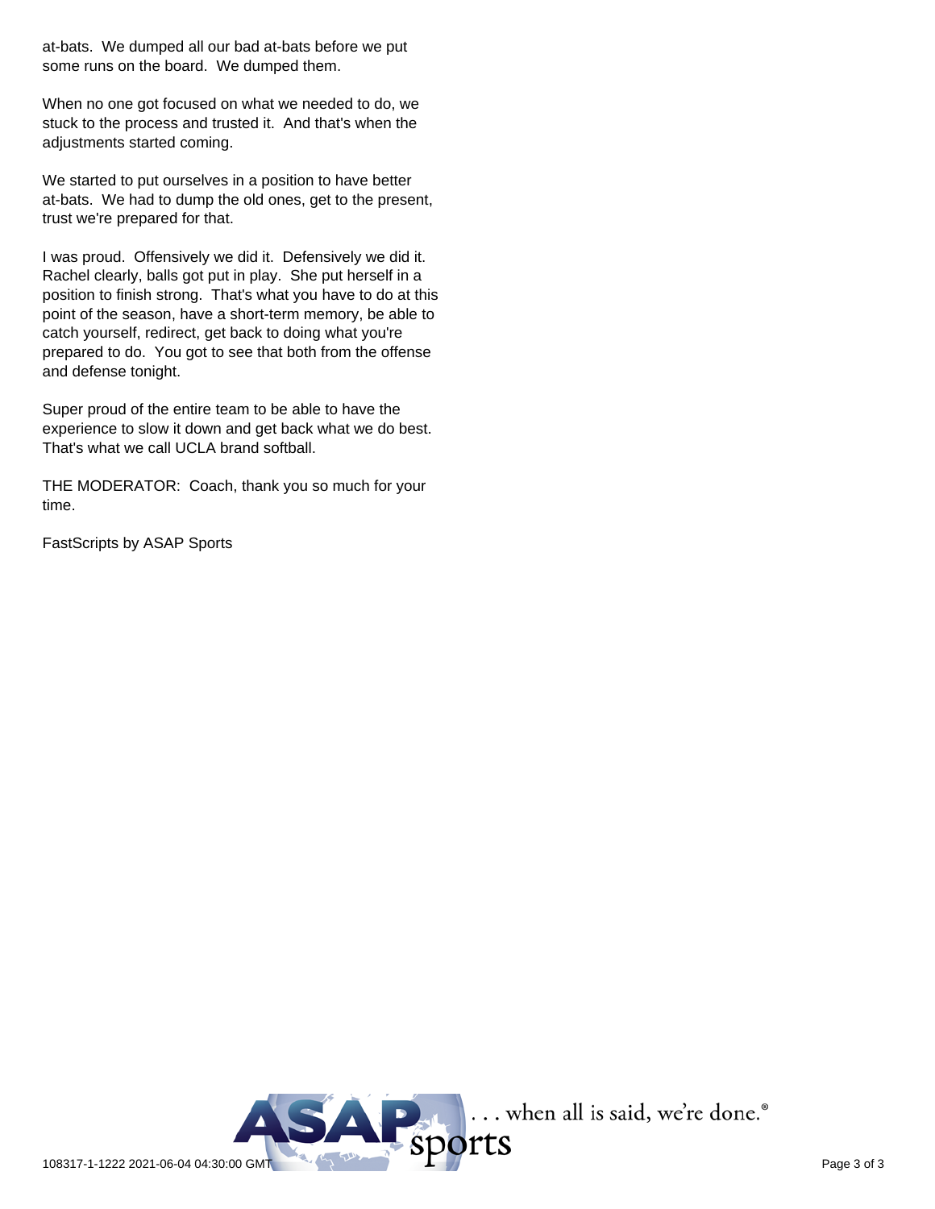at-bats. We dumped all our bad at-bats before we put some runs on the board. We dumped them.

When no one got focused on what we needed to do, we stuck to the process and trusted it. And that's when the adjustments started coming.

We started to put ourselves in a position to have better at-bats. We had to dump the old ones, get to the present, trust we're prepared for that.

I was proud. Offensively we did it. Defensively we did it. Rachel clearly, balls got put in play. She put herself in a position to finish strong. That's what you have to do at this point of the season, have a short-term memory, be able to catch yourself, redirect, get back to doing what you're prepared to do. You got to see that both from the offense and defense tonight.

Super proud of the entire team to be able to have the experience to slow it down and get back what we do best. That's what we call UCLA brand softball.

THE MODERATOR: Coach, thank you so much for your time.

FastScripts by ASAP Sports